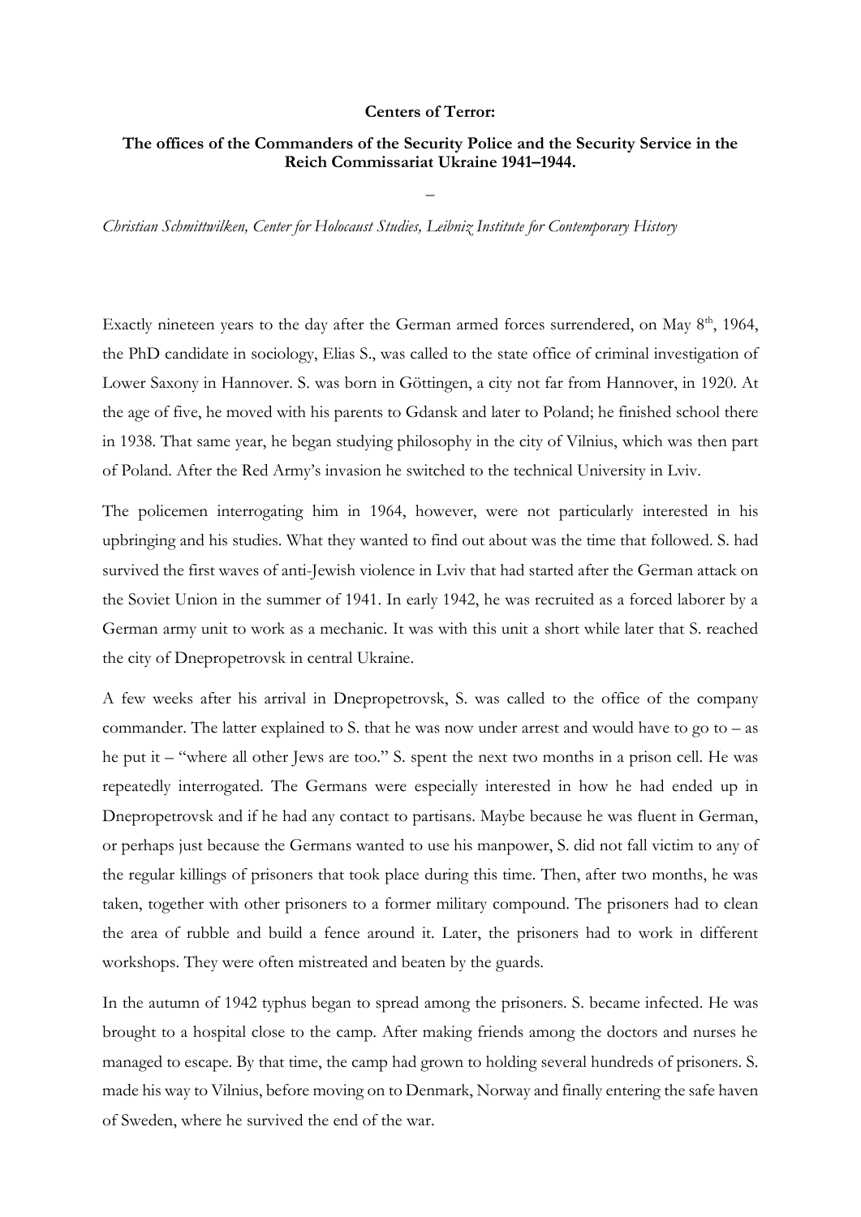**Centers of Terror:**

**The offices of the Commanders of the Security Police and the Security Service in the Reich Commissariat Ukraine 1941–1944.**

–

*Christian Schmittwilken, Center for Holocaust Studies, Leibniz Institute for Contemporary History*

Exactly nineteen years to the day after the German armed forces surrendered, on May 8th, 1964, the PhD candidate in sociology, Elias S., was called to the state office of criminal investigation of Lower Saxony in Hannover. S. was born in Göttingen, a city not far from Hannover, in 1920. At the age of five, he moved with his parents to Gdansk and later to Poland; he finished school there in 1938. That same year, he began studying philosophy in the city of Vilnius, which was then part of Poland. After the Red Army's invasion he switched to the technical University in Lviv.

The policemen interrogating him in 1964, however, were not particularly interested in his upbringing and his studies. What they wanted to find out about was the time that followed. S. had survived the first waves of anti-Jewish violence in Lviv that had started after the German attack on the Soviet Union in the summer of 1941. In early 1942, he was recruited as a forced laborer by a German army unit to work as a mechanic. It was with this unit a short while later that S. reached the city of Dnepropetrovsk in central Ukraine.

A few weeks after his arrival in Dnepropetrovsk, S. was called to the office of the company commander. The latter explained to S. that he was now under arrest and would have to go to – as he put it – "where all other Jews are too." S. spent the next two months in a prison cell. He was repeatedly interrogated. The Germans were especially interested in how he had ended up in Dnepropetrovsk and if he had any contact to partisans. Maybe because he was fluent in German, or perhaps just because the Germans wanted to use his manpower, S. did not fall victim to any of the regular killings of prisoners that took place during this time. Then, after two months, he was taken, together with other prisoners to a former military compound. The prisoners had to clean the area of rubble and build a fence around it. Later, the prisoners had to work in different workshops. They were often mistreated and beaten by the guards.

In the autumn of 1942 typhus began to spread among the prisoners. S. became infected. He was brought to a hospital close to the camp. After making friends among the doctors and nurses he managed to escape. By that time, the camp had grown to holding several hundreds of prisoners. S. made his way to Vilnius, before moving on to Denmark, Norway and finally entering the safe haven of Sweden, where he survived the end of the war.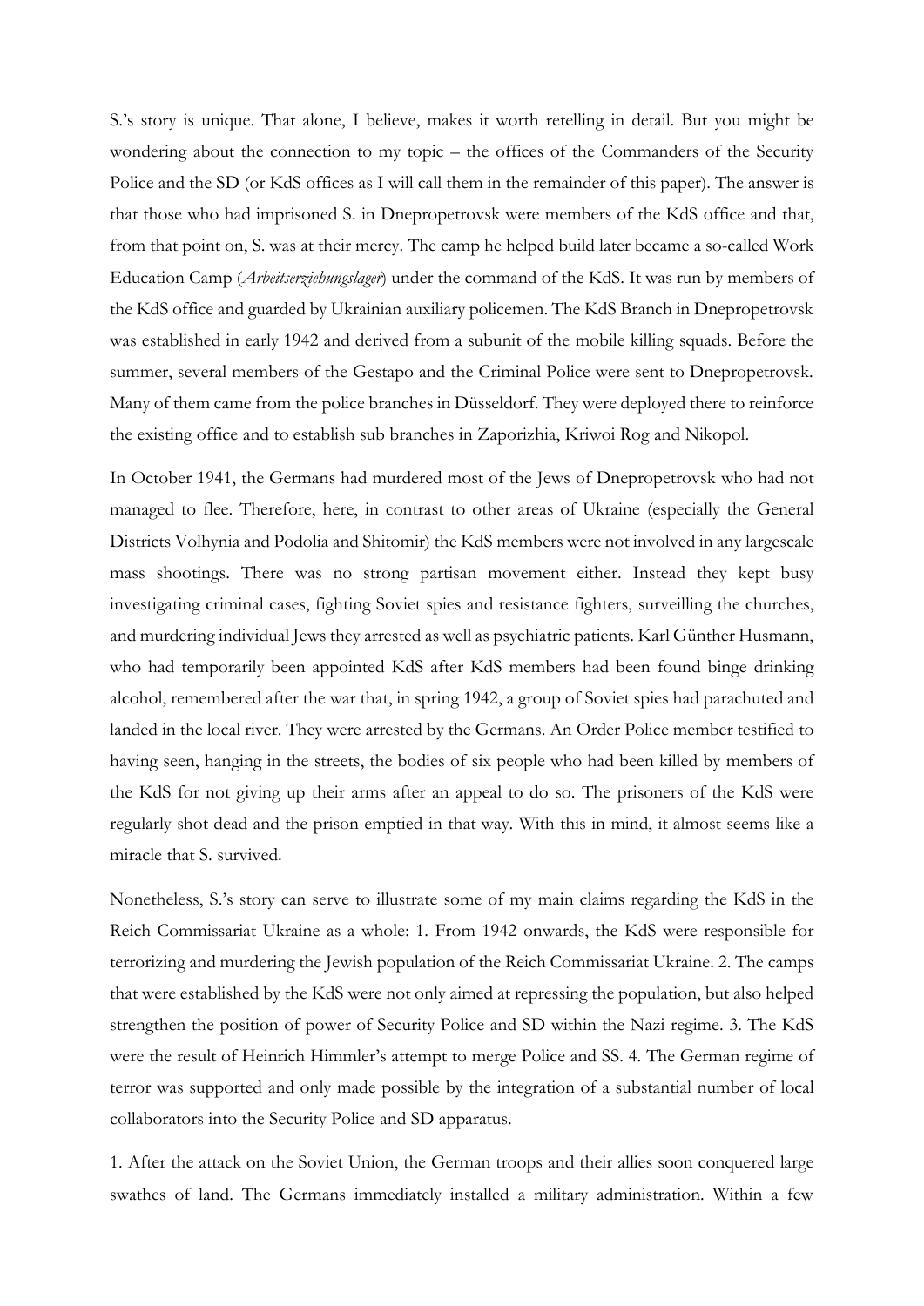S.'s story is unique. That alone, I believe, makes it worth retelling in detail. But you might be wondering about the connection to my topic – the offices of the Commanders of the Security Police and the SD (or KdS offices as I will call them in the remainder of this paper). The answer is that those who had imprisoned S. in Dnepropetrovsk were members of the KdS office and that, from that point on, S. was at their mercy. The camp he helped build later became a so-called Work Education Camp (*Arbeitserziehungslager*) under the command of the KdS. It was run by members of the KdS office and guarded by Ukrainian auxiliary policemen. The KdS Branch in Dnepropetrovsk was established in early 1942 and derived from a subunit of the mobile killing squads. Before the summer, several members of the Gestapo and the Criminal Police were sent to Dnepropetrovsk. Many of them came from the police branches in Düsseldorf. They were deployed there to reinforce the existing office and to establish sub branches in Zaporizhia, Kriwoi Rog and Nikopol.

In October 1941, the Germans had murdered most of the Jews of Dnepropetrovsk who had not managed to flee. Therefore, here, in contrast to other areas of Ukraine (especially the General Districts Volhynia and Podolia and Shitomir) the KdS members were not involved in any largescale mass shootings. There was no strong partisan movement either. Instead they kept busy investigating criminal cases, fighting Soviet spies and resistance fighters, surveilling the churches, and murdering individual Jews they arrested as well as psychiatric patients. Karl Günther Husmann, who had temporarily been appointed KdS after KdS members had been found binge drinking alcohol, remembered after the war that, in spring 1942, a group of Soviet spies had parachuted and landed in the local river. They were arrested by the Germans. An Order Police member testified to having seen, hanging in the streets, the bodies of six people who had been killed by members of the KdS for not giving up their arms after an appeal to do so. The prisoners of the KdS were regularly shot dead and the prison emptied in that way. With this in mind, it almost seems like a miracle that S. survived.

Nonetheless, S.'s story can serve to illustrate some of my main claims regarding the KdS in the Reich Commissariat Ukraine as a whole: 1. From 1942 onwards, the KdS were responsible for terrorizing and murdering the Jewish population of the Reich Commissariat Ukraine. 2. The camps that were established by the KdS were not only aimed at repressing the population, but also helped strengthen the position of power of Security Police and SD within the Nazi regime. 3. The KdS were the result of Heinrich Himmler's attempt to merge Police and SS. 4. The German regime of terror was supported and only made possible by the integration of a substantial number of local collaborators into the Security Police and SD apparatus.

1. After the attack on the Soviet Union, the German troops and their allies soon conquered large swathes of land. The Germans immediately installed a military administration. Within a few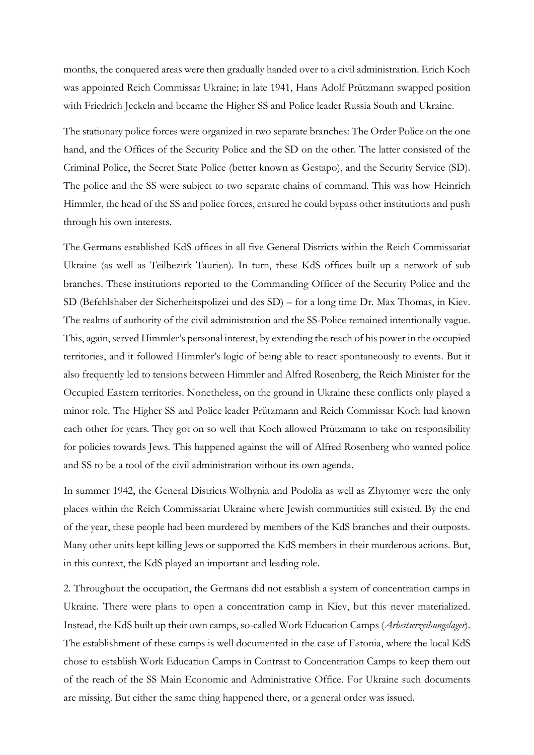months, the conquered areas were then gradually handed over to a civil administration. Erich Koch was appointed Reich Commissar Ukraine; in late 1941, Hans Adolf Prützmann swapped position with Friedrich Jeckeln and became the Higher SS and Police leader Russia South and Ukraine.

The stationary police forces were organized in two separate branches: The Order Police on the one hand, and the Offices of the Security Police and the SD on the other. The latter consisted of the Criminal Police, the Secret State Police (better known as Gestapo), and the Security Service (SD). The police and the SS were subject to two separate chains of command. This was how Heinrich Himmler, the head of the SS and police forces, ensured he could bypass other institutions and push through his own interests.

The Germans established KdS offices in all five General Districts within the Reich Commissariat Ukraine (as well as Teilbezirk Taurien). In turn, these KdS offices built up a network of sub branches. These institutions reported to the Commanding Officer of the Security Police and the SD (Befehlshaber der Sicherheitspolizei und des SD) – for a long time Dr. Max Thomas, in Kiev. The realms of authority of the civil administration and the SS-Police remained intentionally vague. This, again, served Himmler's personal interest, by extending the reach of his power in the occupied territories, and it followed Himmler's logic of being able to react spontaneously to events. But it also frequently led to tensions between Himmler and Alfred Rosenberg, the Reich Minister for the Occupied Eastern territories. Nonetheless, on the ground in Ukraine these conflicts only played a minor role. The Higher SS and Police leader Prützmann and Reich Commissar Koch had known each other for years. They got on so well that Koch allowed Prützmann to take on responsibility for policies towards Jews. This happened against the will of Alfred Rosenberg who wanted police and SS to be a tool of the civil administration without its own agenda.

In summer 1942, the General Districts Wolhynia and Podolia as well as Zhytomyr were the only places within the Reich Commissariat Ukraine where Jewish communities still existed. By the end of the year, these people had been murdered by members of the KdS branches and their outposts. Many other units kept killing Jews or supported the KdS members in their murderous actions. But, in this context, the KdS played an important and leading role.

2. Throughout the occupation, the Germans did not establish a system of concentration camps in Ukraine. There were plans to open a concentration camp in Kiev, but this never materialized. Instead, the KdS built up their own camps, so-called Work Education Camps (*Arbeitserzeihungslager*). The establishment of these camps is well documented in the case of Estonia, where the local KdS chose to establish Work Education Camps in Contrast to Concentration Camps to keep them out of the reach of the SS Main Economic and Administrative Office. For Ukraine such documents are missing. But either the same thing happened there, or a general order was issued.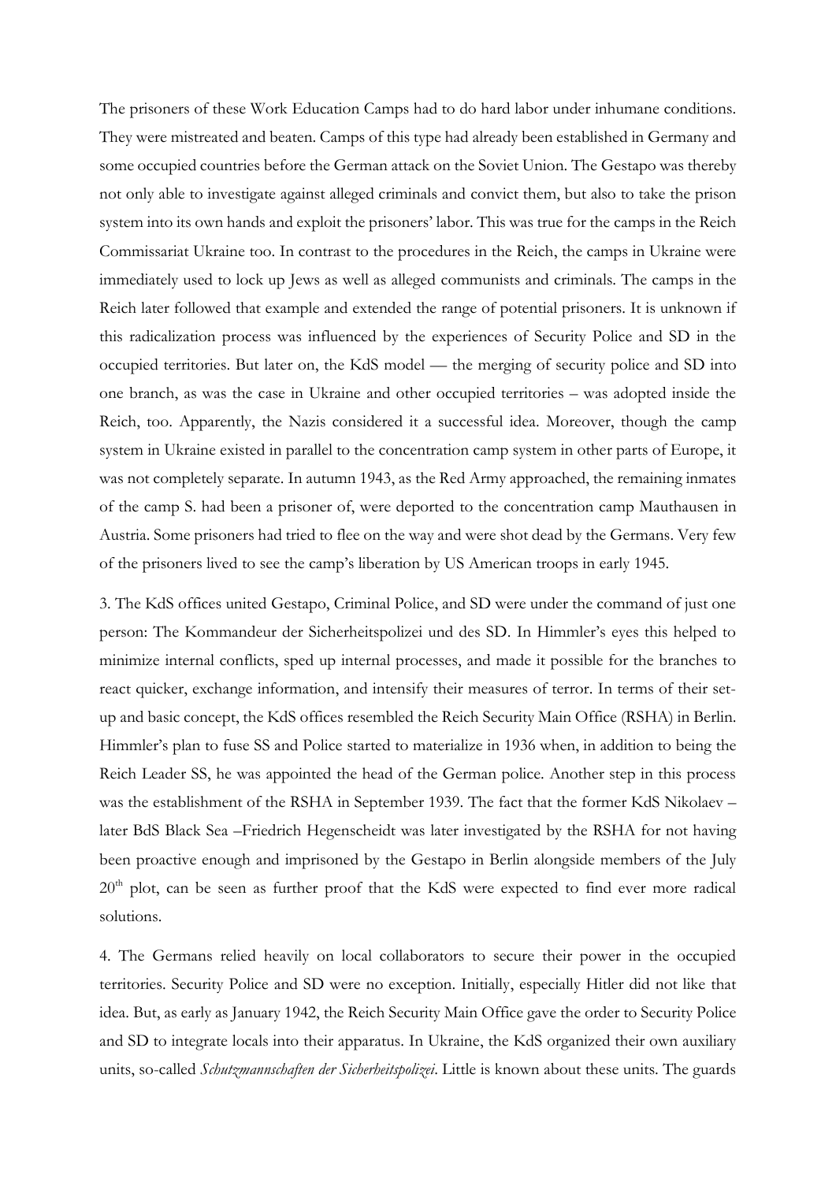The prisoners of these Work Education Camps had to do hard labor under inhumane conditions. They were mistreated and beaten. Camps of this type had already been established in Germany and some occupied countries before the German attack on the Soviet Union. The Gestapo was thereby not only able to investigate against alleged criminals and convict them, but also to take the prison system into its own hands and exploit the prisoners' labor. This was true for the camps in the Reich Commissariat Ukraine too. In contrast to the procedures in the Reich, the camps in Ukraine were immediately used to lock up Jews as well as alleged communists and criminals. The camps in the Reich later followed that example and extended the range of potential prisoners. It is unknown if this radicalization process was influenced by the experiences of Security Police and SD in the occupied territories. But later on, the KdS model — the merging of security police and SD into one branch, as was the case in Ukraine and other occupied territories – was adopted inside the Reich, too. Apparently, the Nazis considered it a successful idea. Moreover, though the camp system in Ukraine existed in parallel to the concentration camp system in other parts of Europe, it was not completely separate. In autumn 1943, as the Red Army approached, the remaining inmates of the camp S. had been a prisoner of, were deported to the concentration camp Mauthausen in Austria. Some prisoners had tried to flee on the way and were shot dead by the Germans. Very few of the prisoners lived to see the camp's liberation by US American troops in early 1945.

3. The KdS offices united Gestapo, Criminal Police, and SD were under the command of just one person: The Kommandeur der Sicherheitspolizei und des SD. In Himmler's eyes this helped to minimize internal conflicts, sped up internal processes, and made it possible for the branches to react quicker, exchange information, and intensify their measures of terror. In terms of their set-up and basic concept, the KdS offices resembled the Reich Security Main Office (RSHA) in Berlin. Himmler's plan to fuse SS and Police started to materialize in 1936 when, in addition to being the Reich Leader SS, he was appointed the head of the German police. Another step in this process was the establishment of the RSHA in September 1939. The fact that the former KdS Nikolaev – later BdS Black Sea –Friedrich Hegenscheidt was later investigated by the RSHA for not having been proactive enough and imprisoned by the Gestapo in Berlin alongside members of the July 20th plot, can be seen as further proof that the KdS were expected to find ever more radical solutions.

4. The Germans relied heavily on local collaborators to secure their power in the occupied territories. Security Police and SD were no exception. Initially, especially Hitler did not like that idea. But, as early as January 1942, the Reich Security Main Office gave the order to Security Police and SD to integrate locals into their apparatus. In Ukraine, the KdS organized their own auxiliary units, so-called *Schutzmannschaften der Sicherheitspolizei*. Little is known about these units. The guards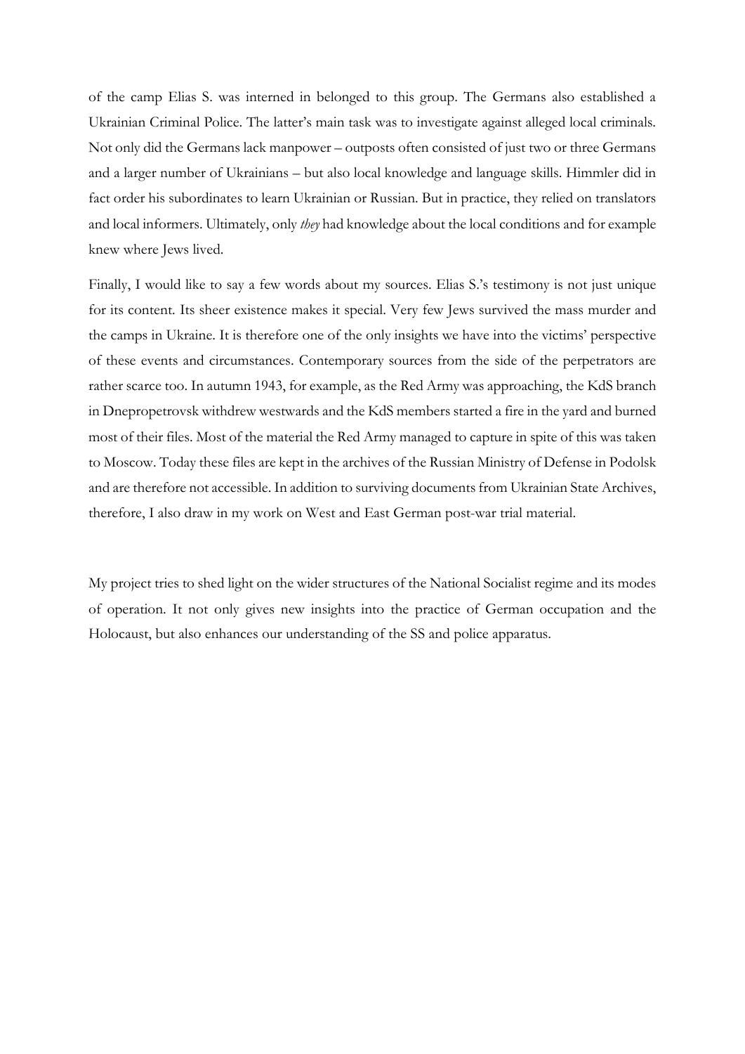of the camp Elias S. was interned in belonged to this group. The Germans also established a Ukrainian Criminal Police. The latter's main task was to investigate against alleged local criminals. Not only did the Germans lack manpower – outposts often consisted of just two or three Germans and a larger number of Ukrainians – but also local knowledge and language skills. Himmler did in fact order his subordinates to learn Ukrainian or Russian. But in practice, they relied on translators and local informers. Ultimately, only *they* had knowledge about the local conditions and for example knew where Jews lived.

Finally, I would like to say a few words about my sources. Elias S.'s testimony is not just unique for its content. Its sheer existence makes it special. Very few Jews survived the mass murder and the camps in Ukraine. It is therefore one of the only insights we have into the victims' perspective of these events and circumstances. Contemporary sources from the side of the perpetrators are rather scarce too. In autumn 1943, for example, as the Red Army was approaching, the KdS branch in Dnepropetrovsk withdrew westwards and the KdS members started a fire in the yard and burned most of their files. Most of the material the Red Army managed to capture in spite of this was taken to Moscow. Today these files are kept in the archives of the Russian Ministry of Defense in Podolsk and are therefore not accessible. In addition to surviving documents from Ukrainian State Archives, therefore, I also draw in my work on West and East German post-war trial material.

My project tries to shed light on the wider structures of the National Socialist regime and its modes of operation. It not only gives new insights into the practice of German occupation and the Holocaust, but also enhances our understanding of the SS and police apparatus.